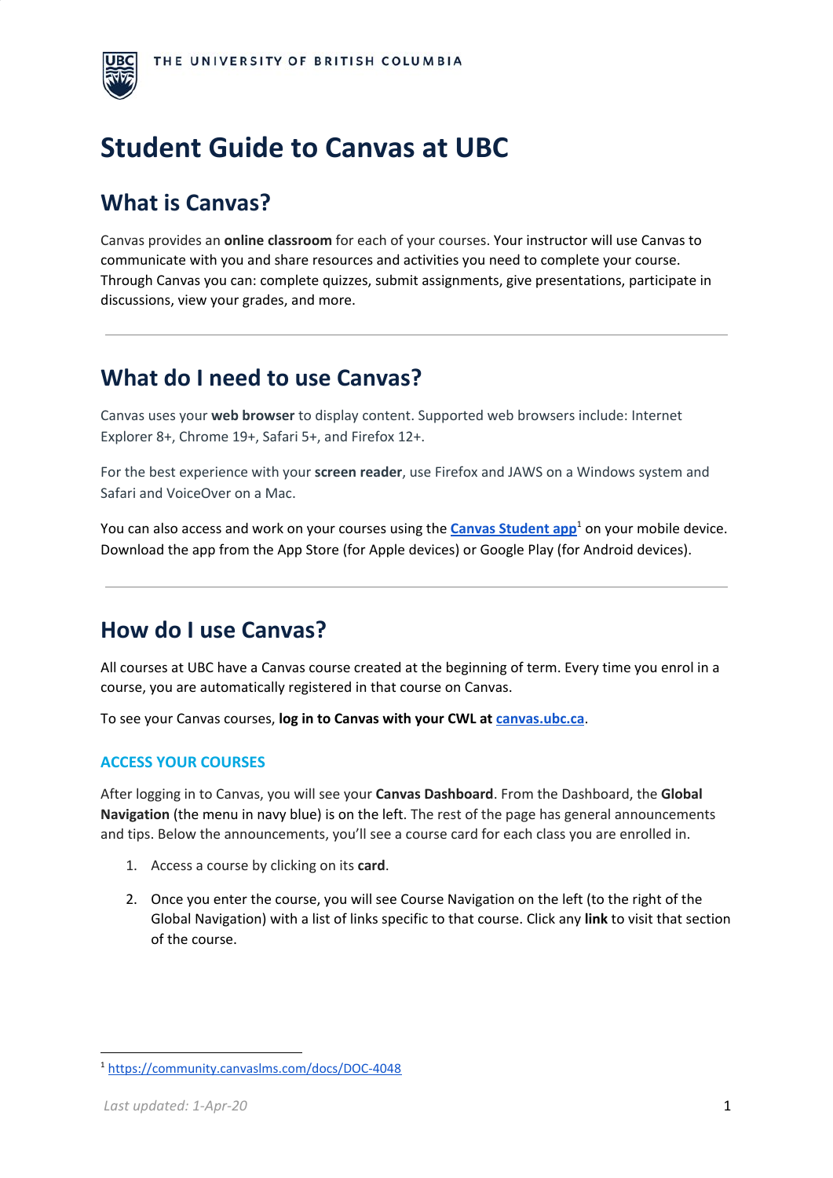# Student Guide to Canvas at UBC

## What is Canvas?

Canvas provides an **online classroom** for each of your courses. Your instructor will use Canvas to communicate with you and share resources and activities you need to complete your course. Through Canvas you can: complete quizzes, submit assignments, give presentations, participate in discussions, view your grades, and more.

---

## What do I need to use Canvas?

Canvas uses your **web browser** to display content. Supported web browsers include: Internet Explorer 8+, Chrome 19+, Safari 5+, and Firefox 12+.

For the best experience with your **screen reader**, use Firefox and JAWS on a Windows system and Safari and VoiceOver on a Mac.

You can also access and work on your courses using the **Canvas Student app**[1] on your mobile device. Download the app from the App Store (for Apple devices) or Google Play (for Android devices).

---

## How do I use Canvas?

All courses at UBC have a Canvas course created at the beginning of term. Every time you enrol in a course, you are automatically registered in that course on Canvas.

To see your Canvas courses, **log in to Canvas with your CWL at canvas.ubc.ca**.

### ACCESS YOUR COURSES

After logging in to Canvas, you will see your **Canvas Dashboard**. From the Dashboard, the **Global Navigation** (the menu in navy blue) is on the left. The rest of the page has general announcements and tips. Below the announcements, you'll see a course card for each class you are enrolled in.

1. Access a course by clicking on its **card**.
2. Once you enter the course, you will see Course Navigation on the left (to the right of the Global Navigation) with a list of links specific to that course. Click any **link** to visit that section of the course.

---

[1] https://community.canvaslms.com/docs/DOC-4048

*Last updated: 1-Apr-20*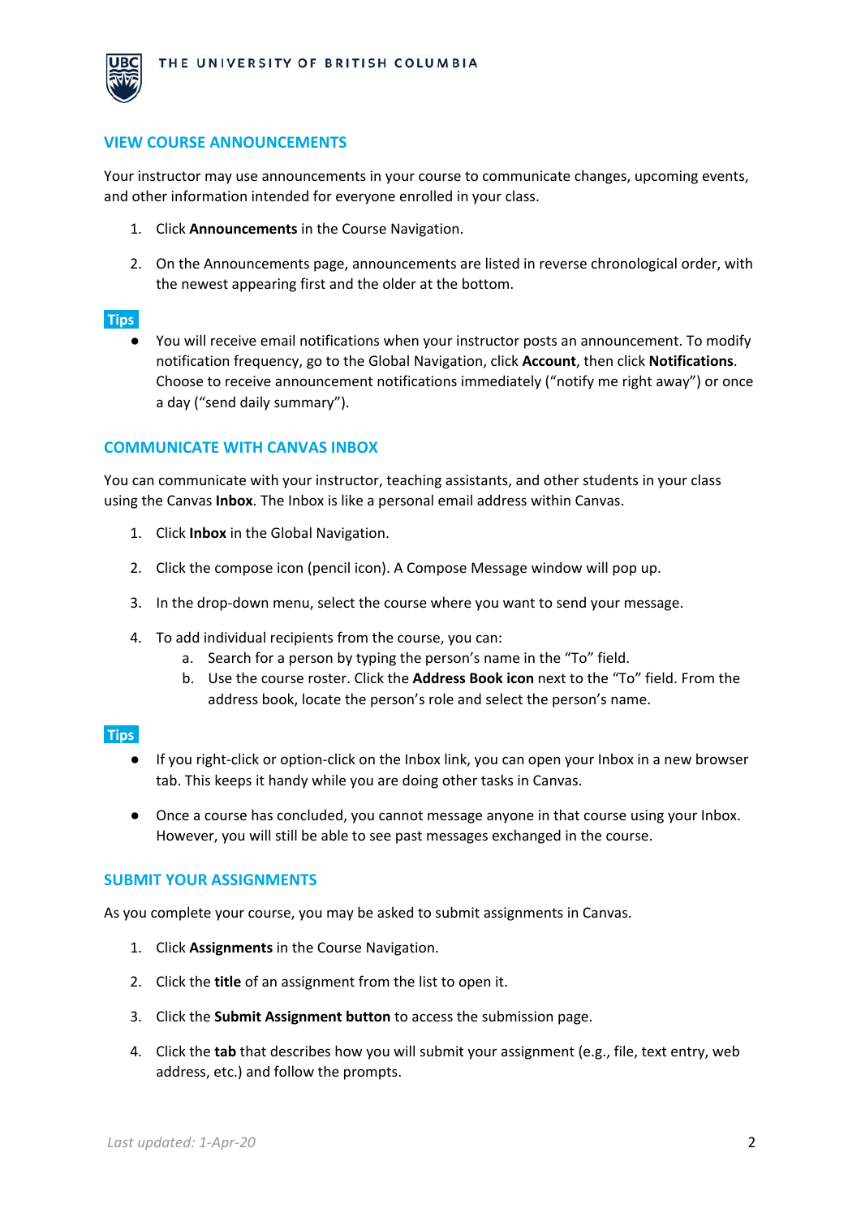## VIEW COURSE ANNOUNCEMENTS

Your instructor may use announcements in your course to communicate changes, upcoming events, and other information intended for everyone enrolled in your class.

1. Click **Announcements** in the Course Navigation.

2. On the Announcements page, announcements are listed in reverse chronological order, with the newest appearing first and the older at the bottom.

**Tips**

- You will receive email notifications when your instructor posts an announcement. To modify notification frequency, go to the Global Navigation, click **Account**, then click **Notifications**. Choose to receive announcement notifications immediately ("notify me right away") or once a day ("send daily summary").

## COMMUNICATE WITH CANVAS INBOX

You can communicate with your instructor, teaching assistants, and other students in your class using the Canvas **Inbox**. The Inbox is like a personal email address within Canvas.

1. Click **Inbox** in the Global Navigation.

2. Click the compose icon (pencil icon). A Compose Message window will pop up.

3. In the drop-down menu, select the course where you want to send your message.

4. To add individual recipients from the course, you can:
    a. Search for a person by typing the person's name in the "To" field.
    b. Use the course roster. Click the **Address Book icon** next to the "To" field. From the address book, locate the person's role and select the person's name.

**Tips**

- If you right-click or option-click on the Inbox link, you can open your Inbox in a new browser tab. This keeps it handy while you are doing other tasks in Canvas.

- Once a course has concluded, you cannot message anyone in that course using your Inbox. However, you will still be able to see past messages exchanged in the course.

## SUBMIT YOUR ASSIGNMENTS

As you complete your course, you may be asked to submit assignments in Canvas.

1. Click **Assignments** in the Course Navigation.

2. Click the **title** of an assignment from the list to open it.

3. Click the **Submit Assignment button** to access the submission page.

4. Click the **tab** that describes how you will submit your assignment (e.g., file, text entry, web address, etc.) and follow the prompts.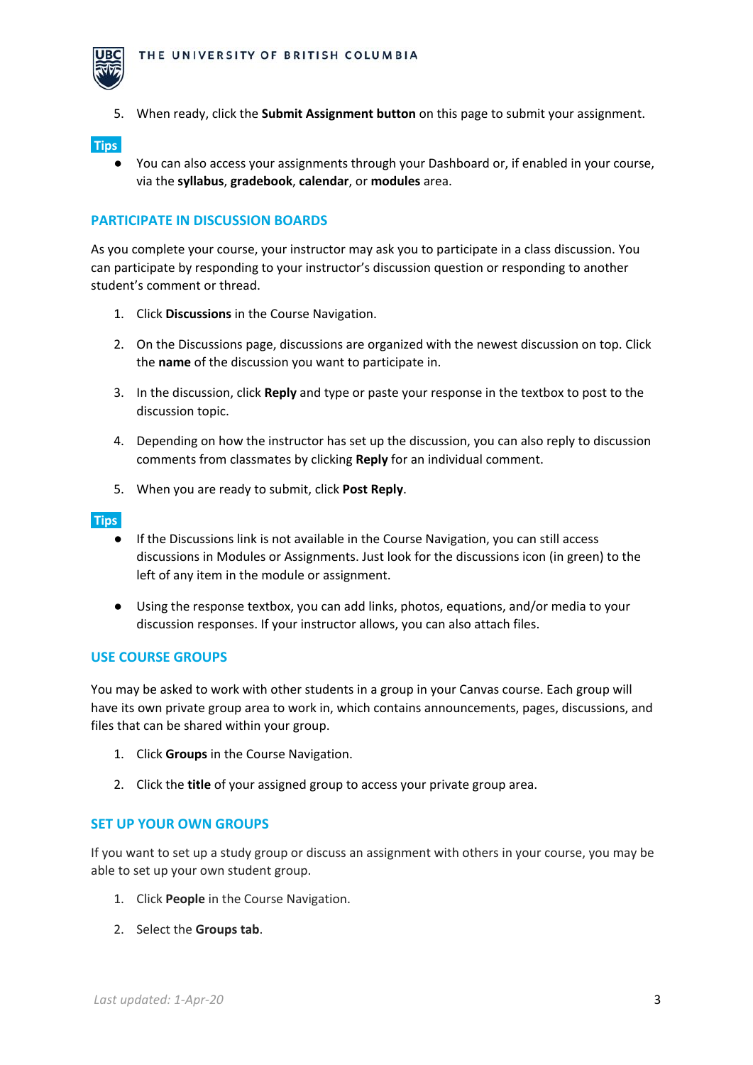5. When ready, click the **Submit Assignment button** on this page to submit your assignment.

**Tips**

- You can also access your assignments through your Dashboard or, if enabled in your course, via the **syllabus**, **gradebook**, **calendar**, or **modules** area.

## PARTICIPATE IN DISCUSSION BOARDS

As you complete your course, your instructor may ask you to participate in a class discussion. You can participate by responding to your instructor's discussion question or responding to another student's comment or thread.

1. Click **Discussions** in the Course Navigation.
2. On the Discussions page, discussions are organized with the newest discussion on top. Click the **name** of the discussion you want to participate in.
3. In the discussion, click **Reply** and type or paste your response in the textbox to post to the discussion topic.
4. Depending on how the instructor has set up the discussion, you can also reply to discussion comments from classmates by clicking **Reply** for an individual comment.
5. When you are ready to submit, click **Post Reply**.

**Tips**

- If the Discussions link is not available in the Course Navigation, you can still access discussions in Modules or Assignments. Just look for the discussions icon (in green) to the left of any item in the module or assignment.
- Using the response textbox, you can add links, photos, equations, and/or media to your discussion responses. If your instructor allows, you can also attach files.

## USE COURSE GROUPS

You may be asked to work with other students in a group in your Canvas course. Each group will have its own private group area to work in, which contains announcements, pages, discussions, and files that can be shared within your group.

1. Click **Groups** in the Course Navigation.
2. Click the **title** of your assigned group to access your private group area.

## SET UP YOUR OWN GROUPS

If you want to set up a study group or discuss an assignment with others in your course, you may be able to set up your own student group.

1. Click **People** in the Course Navigation.
2. Select the **Groups tab**.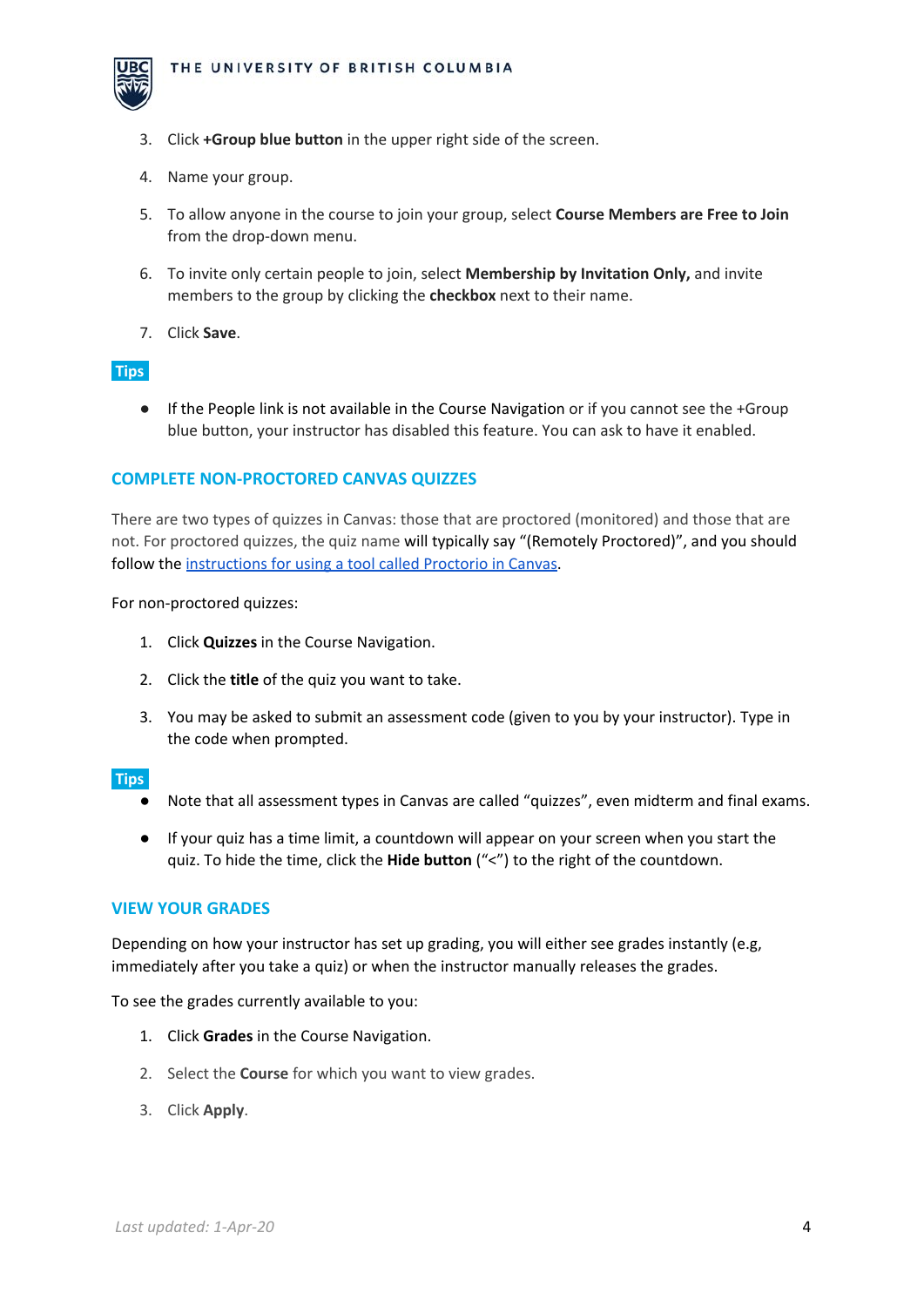3. Click **+Group blue button** in the upper right side of the screen.

4. Name your group.

5. To allow anyone in the course to join your group, select **Course Members are Free to Join** from the drop-down menu.

6. To invite only certain people to join, select **Membership by Invitation Only,** and invite members to the group by clicking the **checkbox** next to their name.

7. Click **Save**.

**Tips**

- If the People link is not available in the Course Navigation or if you cannot see the +Group blue button, your instructor has disabled this feature. You can ask to have it enabled.

## COMPLETE NON-PROCTORED CANVAS QUIZZES

There are two types of quizzes in Canvas: those that are proctored (monitored) and those that are not. For proctored quizzes, the quiz name will typically say "(Remotely Proctored)", and you should follow the [instructions for using a tool called Proctorio in Canvas](#).

For non-proctored quizzes:

1. Click **Quizzes** in the Course Navigation.

2. Click the **title** of the quiz you want to take.

3. You may be asked to submit an assessment code (given to you by your instructor). Type in the code when prompted.

**Tips**

- Note that all assessment types in Canvas are called "quizzes", even midterm and final exams.

- If your quiz has a time limit, a countdown will appear on your screen when you start the quiz. To hide the time, click the **Hide button** ("<") to the right of the countdown.

## VIEW YOUR GRADES

Depending on how your instructor has set up grading, you will either see grades instantly (e.g, immediately after you take a quiz) or when the instructor manually releases the grades.

To see the grades currently available to you:

1. Click **Grades** in the Course Navigation.

2. Select the **Course** for which you want to view grades.

3. Click **Apply**.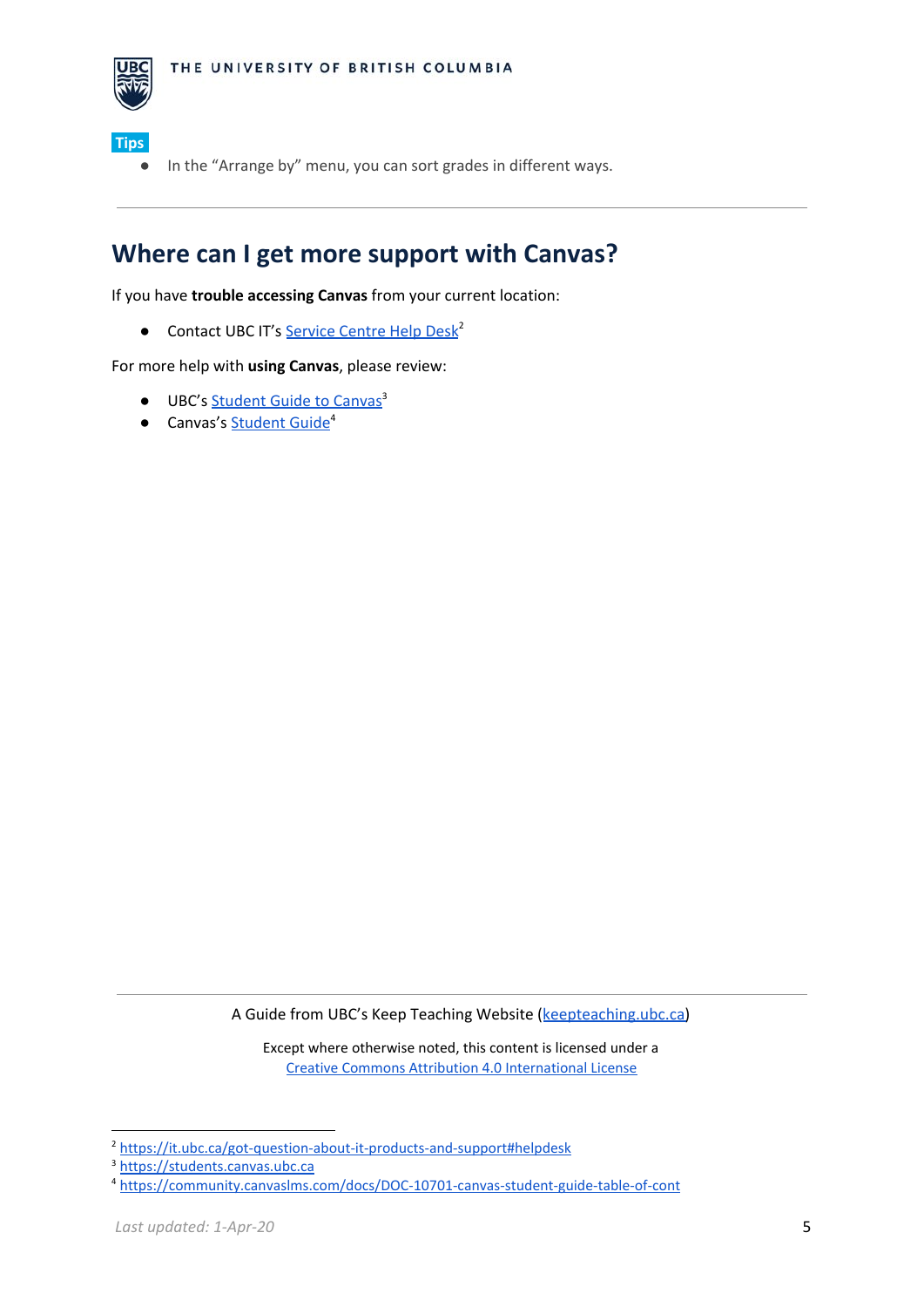**Tips**

- In the "Arrange by" menu, you can sort grades in different ways.

---

## Where can I get more support with Canvas?

If you have **trouble accessing Canvas** from your current location:

- Contact UBC IT's Service Centre Help Desk[2]

For more help with **using Canvas**, please review:

- UBC's Student Guide to Canvas[3]
- Canvas's Student Guide[4]

---

A Guide from UBC's Keep Teaching Website (keepteaching.ubc.ca)

Except where otherwise noted, this content is licensed under a Creative Commons Attribution 4.0 International License

[2] https://it.ubc.ca/got-question-about-it-products-and-support#helpdesk

[3] https://students.canvas.ubc.ca

[4] https://community.canvaslms.com/docs/DOC-10701-canvas-student-guide-table-of-cont

*Last updated: 1-Apr-20*